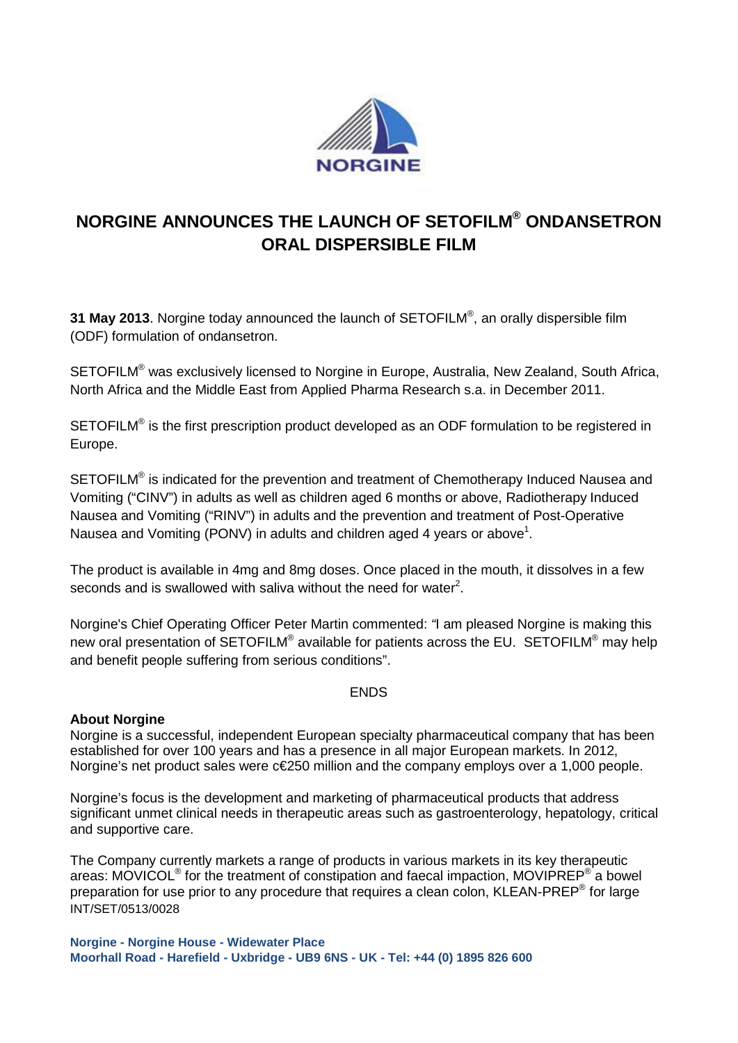NORGINE

# NORGINE ANNOUNCES THE LAUNCH OF SETOFILM® ONDANSETRON ORAL DISPERSIBLE FILM

**31 May 2013**. Norgine today announced the launch of SETOFILM®, an orally dispersible film (ODF) formulation of ondansetron.

SETOFILM® was exclusively licensed to Norgine in Europe, Australia, New Zealand, South Africa, North Africa and the Middle East from Applied Pharma Research s.a. in December 2011.

SETOFILM® is the first prescription product developed as an ODF formulation to be registered in Europe.

SETOFILM® is indicated for the prevention and treatment of Chemotherapy Induced Nausea and Vomiting ("CINV") in adults as well as children aged 6 months or above, Radiotherapy Induced Nausea and Vomiting ("RINV") in adults and the prevention and treatment of Post-Operative Nausea and Vomiting (PONV) in adults and children aged 4 years or above[1].

The product is available in 4mg and 8mg doses. Once placed in the mouth, it dissolves in a few seconds and is swallowed with saliva without the need for water[2].

Norgine's Chief Operating Officer Peter Martin commented: "I am pleased Norgine is making this new oral presentation of SETOFILM® available for patients across the EU. SETOFILM® may help and benefit people suffering from serious conditions".

ENDS

**About Norgine**

Norgine is a successful, independent European specialty pharmaceutical company that has been established for over 100 years and has a presence in all major European markets. In 2012, Norgine's net product sales were c€250 million and the company employs over a 1,000 people.

Norgine's focus is the development and marketing of pharmaceutical products that address significant unmet clinical needs in therapeutic areas such as gastroenterology, hepatology, critical and supportive care.

The Company currently markets a range of products in various markets in its key therapeutic areas: MOVICOL® for the treatment of constipation and faecal impaction, MOVIPREP® a bowel preparation for use prior to any procedure that requires a clean colon, KLEAN-PREP® for large

INT/SET/0513/0028

**Norgine - Norgine House - Widewater Place**
**Moorhall Road - Harefield - Uxbridge - UB9 6NS - UK - Tel: +44 (0) 1895 826 600**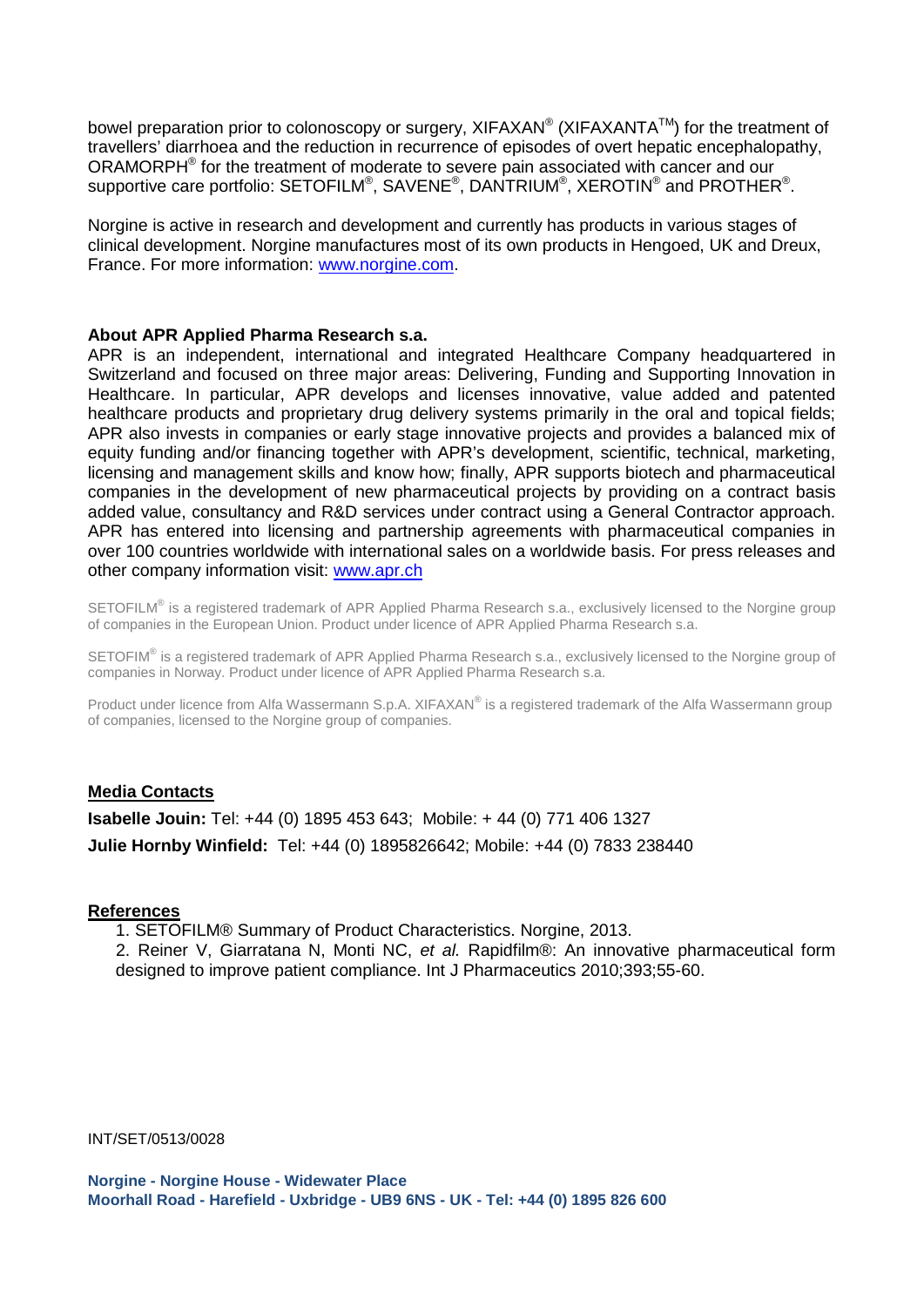bowel preparation prior to colonoscopy or surgery, XIFAXAN® (XIFAXANTA™) for the treatment of travellers' diarrhoea and the reduction in recurrence of episodes of overt hepatic encephalopathy, ORAMORPH® for the treatment of moderate to severe pain associated with cancer and our supportive care portfolio: SETOFILM®, SAVENE®, DANTRIUM®, XEROTIN® and PROTHER®.

Norgine is active in research and development and currently has products in various stages of clinical development. Norgine manufactures most of its own products in Hengoed, UK and Dreux, France. For more information: www.norgine.com.

**About APR Applied Pharma Research s.a.**

APR is an independent, international and integrated Healthcare Company headquartered in Switzerland and focused on three major areas: Delivering, Funding and Supporting Innovation in Healthcare. In particular, APR develops and licenses innovative, value added and patented healthcare products and proprietary drug delivery systems primarily in the oral and topical fields; APR also invests in companies or early stage innovative projects and provides a balanced mix of equity funding and/or financing together with APR's development, scientific, technical, marketing, licensing and management skills and know how; finally, APR supports biotech and pharmaceutical companies in the development of new pharmaceutical projects by providing on a contract basis added value, consultancy and R&D services under contract using a General Contractor approach. APR has entered into licensing and partnership agreements with pharmaceutical companies in over 100 countries worldwide with international sales on a worldwide basis. For press releases and other company information visit: www.apr.ch

SETOFILM® is a registered trademark of APR Applied Pharma Research s.a., exclusively licensed to the Norgine group of companies in the European Union. Product under licence of APR Applied Pharma Research s.a.

SETOFIM® is a registered trademark of APR Applied Pharma Research s.a., exclusively licensed to the Norgine group of companies in Norway. Product under licence of APR Applied Pharma Research s.a.

Product under licence from Alfa Wassermann S.p.A. XIFAXAN® is a registered trademark of the Alfa Wassermann group of companies, licensed to the Norgine group of companies.

**Media Contacts**

**Isabelle Jouin:** Tel: +44 (0) 1895 453 643; Mobile: + 44 (0) 771 406 1327

**Julie Hornby Winfield:** Tel: +44 (0) 1895826642; Mobile: +44 (0) 7833 238440

**References**

1. SETOFILM® Summary of Product Characteristics. Norgine, 2013.
2. Reiner V, Giarratana N, Monti NC, *et al.* Rapidfilm®: An innovative pharmaceutical form designed to improve patient compliance. Int J Pharmaceutics 2010;393;55-60.

INT/SET/0513/0028

**Norgine - Norgine House - Widewater Place**
**Moorhall Road - Harefield - Uxbridge - UB9 6NS - UK - Tel: +44 (0) 1895 826 600**